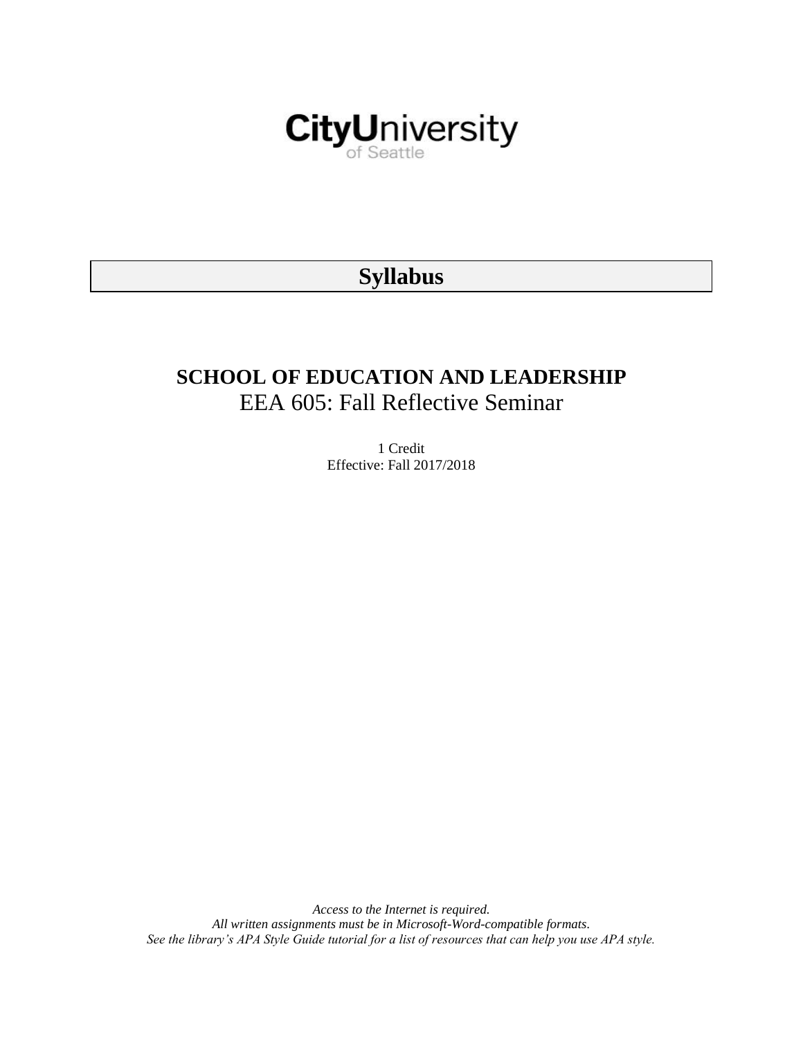CityUniversity of Seattle

# Syllabus

## SCHOOL OF EDUCATION AND LEADERSHIP

EEA 605: Fall Reflective Seminar

1 Credit
Effective: Fall 2017/2018

*Access to the Internet is required.*
*All written assignments must be in Microsoft-Word-compatible formats.*
*See the library's APA Style Guide tutorial for a list of resources that can help you use APA style.*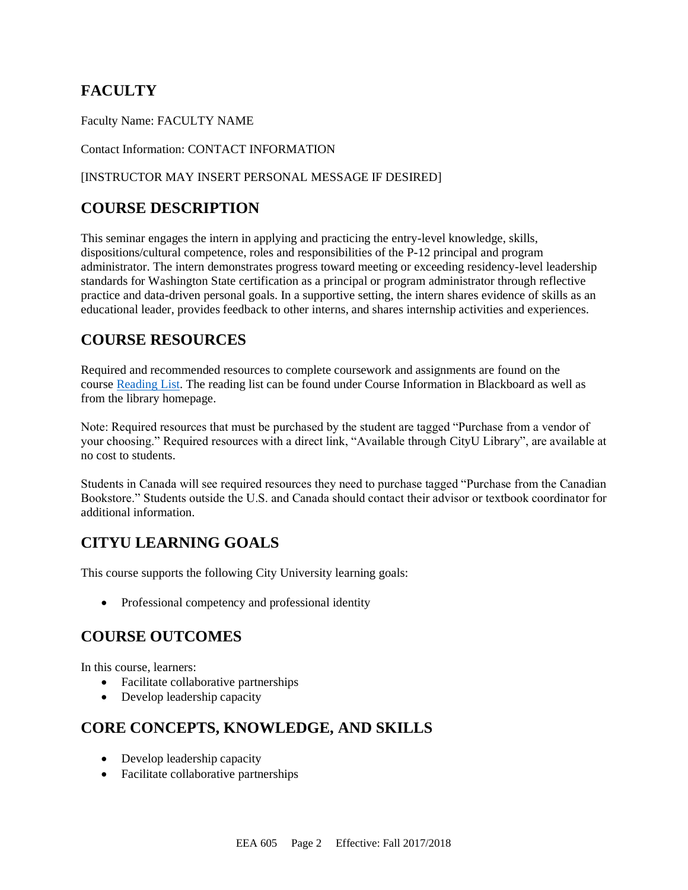## FACULTY

Faculty Name: FACULTY NAME

Contact Information: CONTACT INFORMATION

[INSTRUCTOR MAY INSERT PERSONAL MESSAGE IF DESIRED]

## COURSE DESCRIPTION

This seminar engages the intern in applying and practicing the entry-level knowledge, skills, dispositions/cultural competence, roles and responsibilities of the P-12 principal and program administrator. The intern demonstrates progress toward meeting or exceeding residency-level leadership standards for Washington State certification as a principal or program administrator through reflective practice and data-driven personal goals. In a supportive setting, the intern shares evidence of skills as an educational leader, provides feedback to other interns, and shares internship activities and experiences.

## COURSE RESOURCES

Required and recommended resources to complete coursework and assignments are found on the course Reading List. The reading list can be found under Course Information in Blackboard as well as from the library homepage.

Note: Required resources that must be purchased by the student are tagged "Purchase from a vendor of your choosing." Required resources with a direct link, "Available through CityU Library", are available at no cost to students.

Students in Canada will see required resources they need to purchase tagged "Purchase from the Canadian Bookstore." Students outside the U.S. and Canada should contact their advisor or textbook coordinator for additional information.

## CITYU LEARNING GOALS

This course supports the following City University learning goals:

- Professional competency and professional identity

## COURSE OUTCOMES

In this course, learners:

- Facilitate collaborative partnerships
- Develop leadership capacity

## CORE CONCEPTS, KNOWLEDGE, AND SKILLS

- Develop leadership capacity
- Facilitate collaborative partnerships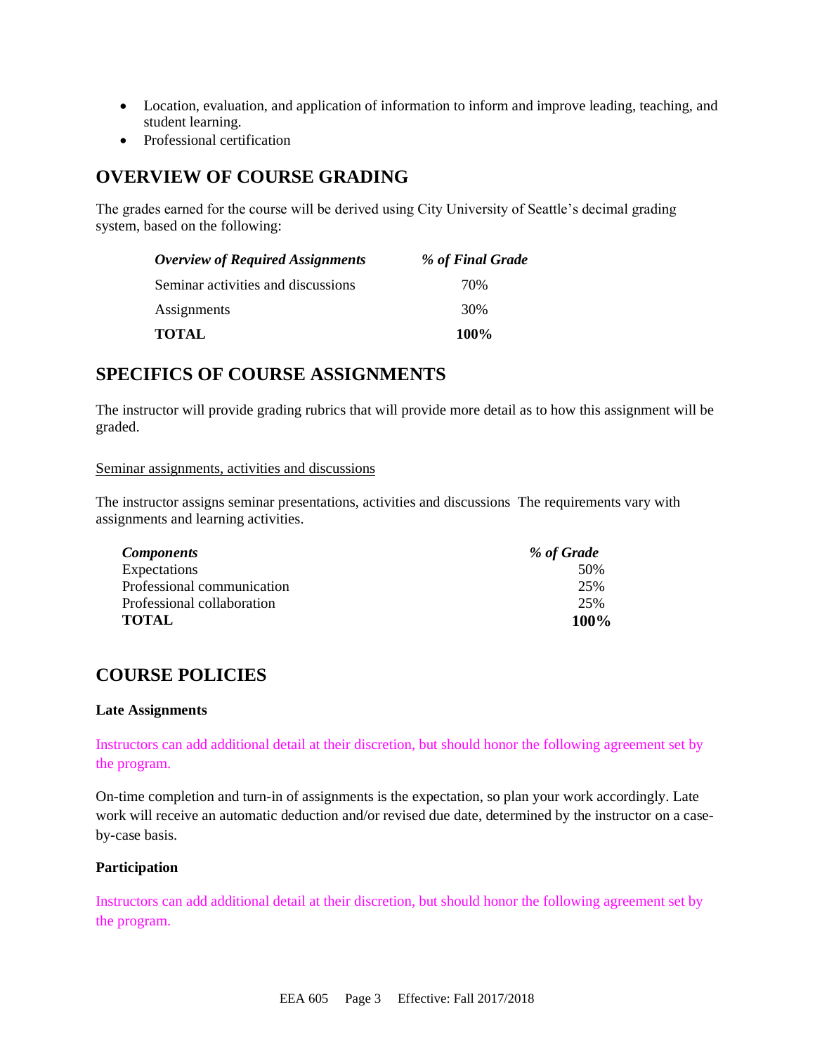- Location, evaluation, and application of information to inform and improve leading, teaching, and student learning.
- Professional certification

## OVERVIEW OF COURSE GRADING

The grades earned for the course will be derived using City University of Seattle's decimal grading system, based on the following:

| *Overview of Required Assignments* | *% of Final Grade* |
|---|---|
| Seminar activities and discussions | 70% |
| Assignments | 30% |
| **TOTAL** | **100%** |

## SPECIFICS OF COURSE ASSIGNMENTS

The instructor will provide grading rubrics that will provide more detail as to how this assignment will be graded.

Seminar assignments, activities and discussions

The instructor assigns seminar presentations, activities and discussions The requirements vary with assignments and learning activities.

| *Components* | *% of Grade* |
|---|---|
| Expectations | 50% |
| Professional communication | 25% |
| Professional collaboration | 25% |
| **TOTAL** | **100%** |

## COURSE POLICIES

**Late Assignments**

Instructors can add additional detail at their discretion, but should honor the following agreement set by the program.

On-time completion and turn-in of assignments is the expectation, so plan your work accordingly. Late work will receive an automatic deduction and/or revised due date, determined by the instructor on a case-by-case basis.

**Participation**

Instructors can add additional detail at their discretion, but should honor the following agreement set by the program.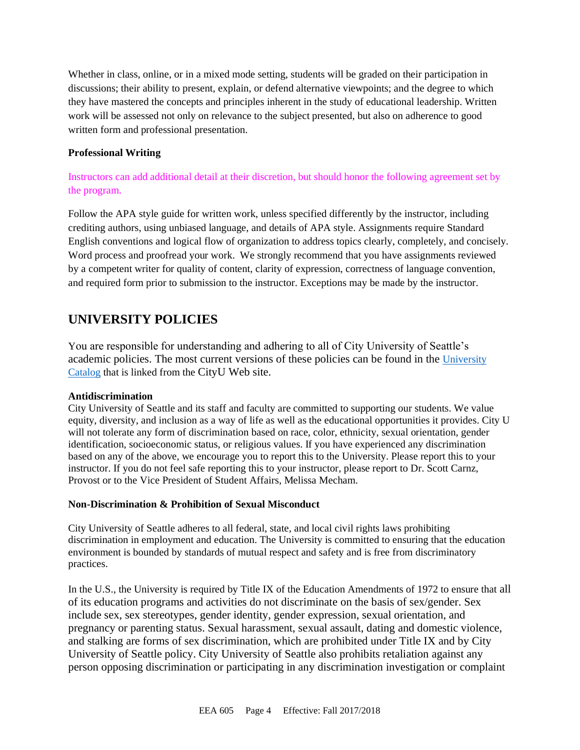Whether in class, online, or in a mixed mode setting, students will be graded on their participation in discussions; their ability to present, explain, or defend alternative viewpoints; and the degree to which they have mastered the concepts and principles inherent in the study of educational leadership. Written work will be assessed not only on relevance to the subject presented, but also on adherence to good written form and professional presentation.

**Professional Writing**

Instructors can add additional detail at their discretion, but should honor the following agreement set by the program.

Follow the APA style guide for written work, unless specified differently by the instructor, including crediting authors, using unbiased language, and details of APA style. Assignments require Standard English conventions and logical flow of organization to address topics clearly, completely, and concisely. Word process and proofread your work. We strongly recommend that you have assignments reviewed by a competent writer for quality of content, clarity of expression, correctness of language convention, and required form prior to submission to the instructor. Exceptions may be made by the instructor.

## UNIVERSITY POLICIES

You are responsible for understanding and adhering to all of City University of Seattle's academic policies. The most current versions of these policies can be found in the [University Catalog](University Catalog) that is linked from the CityU Web site.

**Antidiscrimination**
City University of Seattle and its staff and faculty are committed to supporting our students. We value equity, diversity, and inclusion as a way of life as well as the educational opportunities it provides. City U will not tolerate any form of discrimination based on race, color, ethnicity, sexual orientation, gender identification, socioeconomic status, or religious values. If you have experienced any discrimination based on any of the above, we encourage you to report this to the University. Please report this to your instructor. If you do not feel safe reporting this to your instructor, please report to Dr. Scott Carnz, Provost or to the Vice President of Student Affairs, Melissa Mecham.

**Non-Discrimination & Prohibition of Sexual Misconduct**

City University of Seattle adheres to all federal, state, and local civil rights laws prohibiting discrimination in employment and education. The University is committed to ensuring that the education environment is bounded by standards of mutual respect and safety and is free from discriminatory practices.

In the U.S., the University is required by Title IX of the Education Amendments of 1972 to ensure that all of its education programs and activities do not discriminate on the basis of sex/gender. Sex include sex, sex stereotypes, gender identity, gender expression, sexual orientation, and pregnancy or parenting status. Sexual harassment, sexual assault, dating and domestic violence, and stalking are forms of sex discrimination, which are prohibited under Title IX and by City University of Seattle policy. City University of Seattle also prohibits retaliation against any person opposing discrimination or participating in any discrimination investigation or complaint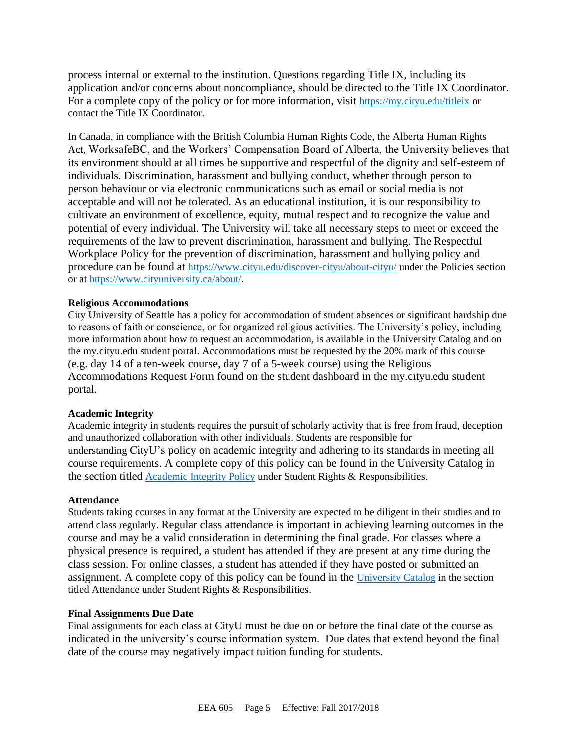process internal or external to the institution. Questions regarding Title IX, including its application and/or concerns about noncompliance, should be directed to the Title IX Coordinator. For a complete copy of the policy or for more information, visit [https://my.cityu.edu/titleix](https://my.cityu.edu/titleix) or contact the Title IX Coordinator.

In Canada, in compliance with the British Columbia Human Rights Code, the Alberta Human Rights Act, WorksafeBC, and the Workers' Compensation Board of Alberta, the University believes that its environment should at all times be supportive and respectful of the dignity and self-esteem of individuals. Discrimination, harassment and bullying conduct, whether through person to person behaviour or via electronic communications such as email or social media is not acceptable and will not be tolerated. As an educational institution, it is our responsibility to cultivate an environment of excellence, equity, mutual respect and to recognize the value and potential of every individual. The University will take all necessary steps to meet or exceed the requirements of the law to prevent discrimination, harassment and bullying. The Respectful Workplace Policy for the prevention of discrimination, harassment and bullying policy and procedure can be found at [https://www.cityu.edu/discover-cityu/about-cityu/](https://www.cityu.edu/discover-cityu/about-cityu/) under the Policies section or at [https://www.cityuniversity.ca/about/](https://www.cityuniversity.ca/about/).

**Religious Accommodations**

City University of Seattle has a policy for accommodation of student absences or significant hardship due to reasons of faith or conscience, or for organized religious activities. The University's policy, including more information about how to request an accommodation, is available in the University Catalog and on the my.cityu.edu student portal. Accommodations must be requested by the 20% mark of this course (e.g. day 14 of a ten-week course, day 7 of a 5-week course) using the Religious Accommodations Request Form found on the student dashboard in the my.cityu.edu student portal.

**Academic Integrity**

Academic integrity in students requires the pursuit of scholarly activity that is free from fraud, deception and unauthorized collaboration with other individuals. Students are responsible for understanding CityU's policy on academic integrity and adhering to its standards in meeting all course requirements. A complete copy of this policy can be found in the University Catalog in the section titled Academic Integrity Policy under Student Rights & Responsibilities.

**Attendance**

Students taking courses in any format at the University are expected to be diligent in their studies and to attend class regularly. Regular class attendance is important in achieving learning outcomes in the course and may be a valid consideration in determining the final grade. For classes where a physical presence is required, a student has attended if they are present at any time during the class session. For online classes, a student has attended if they have posted or submitted an assignment. A complete copy of this policy can be found in the University Catalog in the section titled Attendance under Student Rights & Responsibilities.

**Final Assignments Due Date**

Final assignments for each class at CityU must be due on or before the final date of the course as indicated in the university's course information system. Due dates that extend beyond the final date of the course may negatively impact tuition funding for students.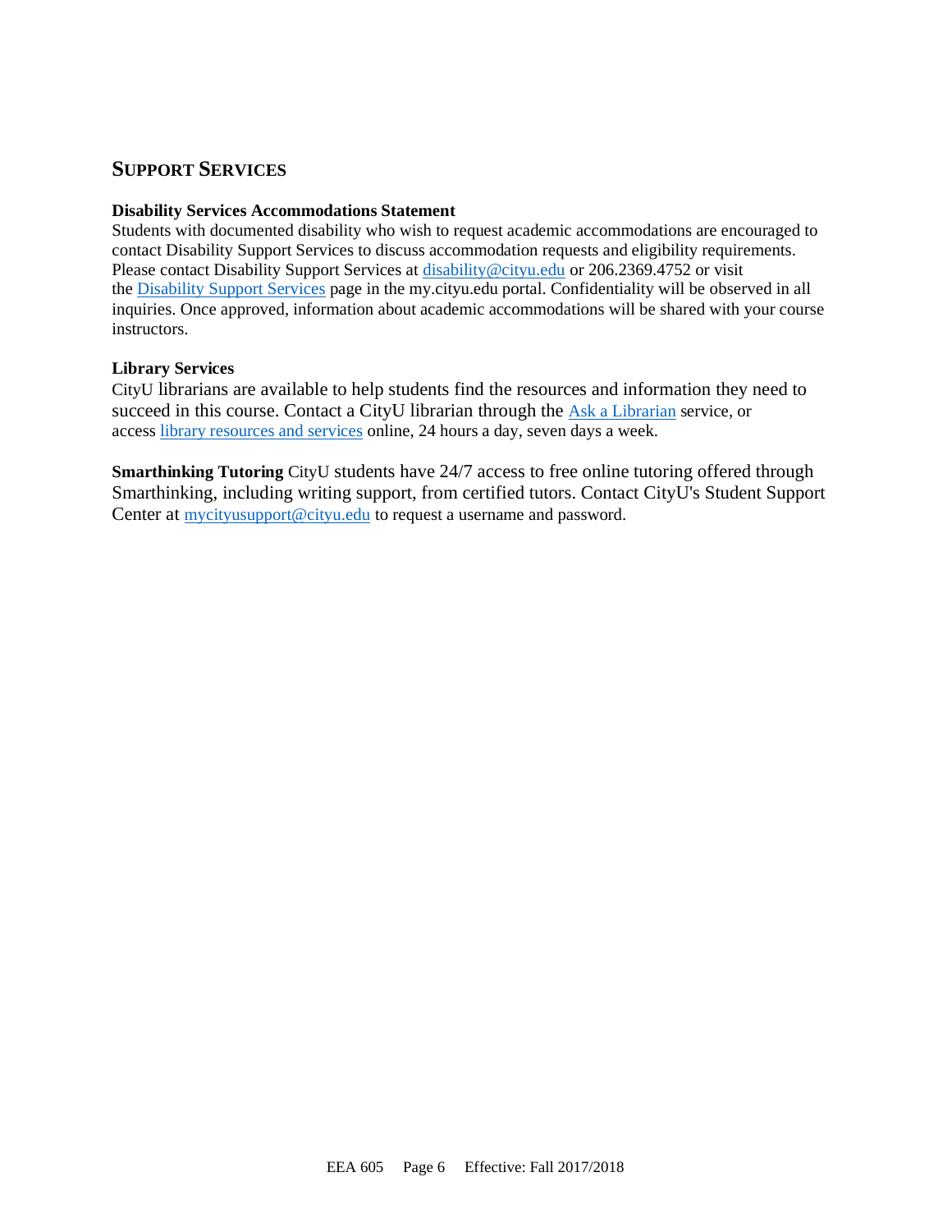## SUPPORT SERVICES

**Disability Services Accommodations Statement**
Students with documented disability who wish to request academic accommodations are encouraged to contact Disability Support Services to discuss accommodation requests and eligibility requirements. Please contact Disability Support Services at disability@cityu.edu or 206.2369.4752 or visit the Disability Support Services page in the my.cityu.edu portal. Confidentiality will be observed in all inquiries. Once approved, information about academic accommodations will be shared with your course instructors.

**Library Services**
CityU librarians are available to help students find the resources and information they need to succeed in this course. Contact a CityU librarian through the Ask a Librarian service, or access library resources and services online, 24 hours a day, seven days a week.

**Smarthinking Tutoring** CityU students have 24/7 access to free online tutoring offered through Smarthinking, including writing support, from certified tutors. Contact CityU's Student Support Center at mycityusupport@cityu.edu to request a username and password.